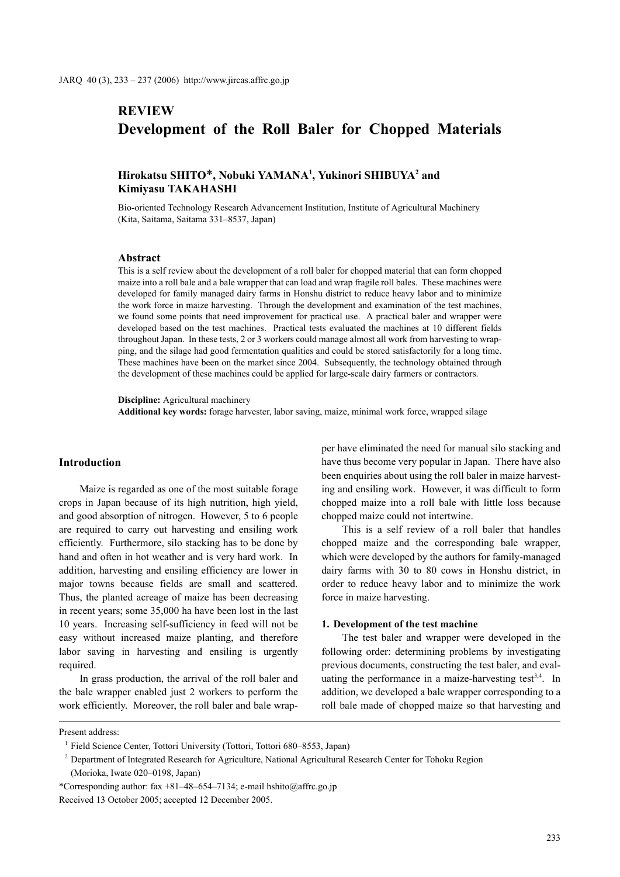## REVIEW

# Development of the Roll Baler for Chopped Materials

**Hirokatsu SHITO*, Nobuki YAMANA[1], Yukinori SHIBUYA[2] and Kimiyasu TAKAHASHI**

Bio-oriented Technology Research Advancement Institution, Institute of Agricultural Machinery (Kita, Saitama, Saitama 331–8537, Japan)

### Abstract

This is a self review about the development of a roll baler for chopped material that can form chopped maize into a roll bale and a bale wrapper that can load and wrap fragile roll bales. These machines were developed for family managed dairy farms in Honshu district to reduce heavy labor and to minimize the work force in maize harvesting. Through the development and examination of the test machines, we found some points that need improvement for practical use. A practical baler and wrapper were developed based on the test machines. Practical tests evaluated the machines at 10 different fields throughout Japan. In these tests, 2 or 3 workers could manage almost all work from harvesting to wrapping, and the silage had good fermentation qualities and could be stored satisfactorily for a long time. These machines have been on the market since 2004. Subsequently, the technology obtained through the development of these machines could be applied for large-scale dairy farmers or contractors.

**Discipline:** Agricultural machinery
**Additional key words:** forage harvester, labor saving, maize, minimal work force, wrapped silage

## Introduction

Maize is regarded as one of the most suitable forage crops in Japan because of its high nutrition, high yield, and good absorption of nitrogen. However, 5 to 6 people are required to carry out harvesting and ensiling work efficiently. Furthermore, silo stacking has to be done by hand and often in hot weather and is very hard work. In addition, harvesting and ensiling efficiency are lower in major towns because fields are small and scattered. Thus, the planted acreage of maize has been decreasing in recent years; some 35,000 ha have been lost in the last 10 years. Increasing self-sufficiency in feed will not be easy without increased maize planting, and therefore labor saving in harvesting and ensiling is urgently required.

In grass production, the arrival of the roll baler and the bale wrapper enabled just 2 workers to perform the work efficiently. Moreover, the roll baler and bale wrapper have eliminated the need for manual silo stacking and have thus become very popular in Japan. There have also been enquiries about using the roll baler in maize harvesting and ensiling work. However, it was difficult to form chopped maize into a roll bale with little loss because chopped maize could not intertwine.

This is a self review of a roll baler that handles chopped maize and the corresponding bale wrapper, which were developed by the authors for family-managed dairy farms with 30 to 80 cows in Honshu district, in order to reduce heavy labor and to minimize the work force in maize harvesting.

### 1. Development of the test machine

The test baler and wrapper were developed in the following order: determining problems by investigating previous documents, constructing the test baler, and evaluating the performance in a maize-harvesting test[3,4]. In addition, we developed a bale wrapper corresponding to a roll bale made of chopped maize so that harvesting and

---

Present address:

[1] Field Science Center, Tottori University (Tottori, Tottori 680–8553, Japan)

[2] Department of Integrated Research for Agriculture, National Agricultural Research Center for Tohoku Region (Morioka, Iwate 020–0198, Japan)

*Corresponding author: fax +81–48–654–7134; e-mail hshito@affrc.go.jp

Received 13 October 2005; accepted 12 December 2005.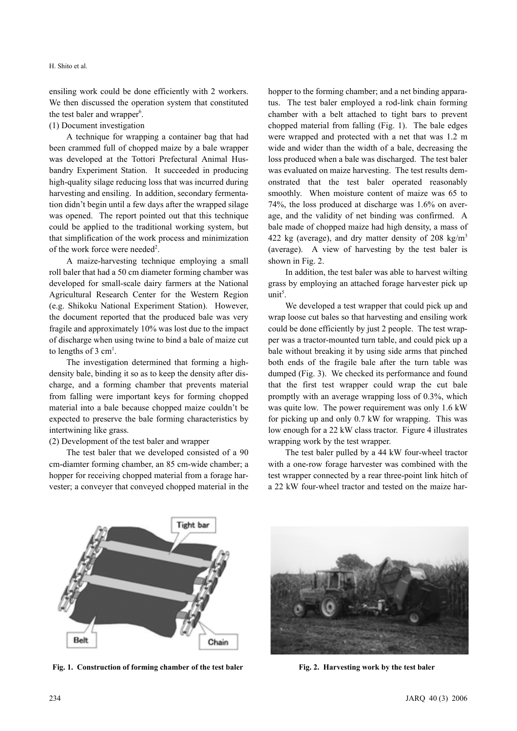ensiling work could be done efficiently with 2 workers. We then discussed the operation system that constituted the test baler and wrapper[6].

(1) Document investigation

A technique for wrapping a container bag that had been crammed full of chopped maize by a bale wrapper was developed at the Tottori Prefectural Animal Husbandry Experiment Station. It succeeded in producing high-quality silage reducing loss that was incurred during harvesting and ensiling. In addition, secondary fermentation didn't begin until a few days after the wrapped silage was opened. The report pointed out that this technique could be applied to the traditional working system, but that simplification of the work process and minimization of the work force were needed[2].

A maize-harvesting technique employing a small roll baler that had a 50 cm diameter forming chamber was developed for small-scale dairy farmers at the National Agricultural Research Center for the Western Region (e.g. Shikoku National Experiment Station). However, the document reported that the produced bale was very fragile and approximately 10% was lost due to the impact of discharge when using twine to bind a bale of maize cut to lengths of 3 cm[1].

The investigation determined that forming a high-density bale, binding it so as to keep the density after discharge, and a forming chamber that prevents material from falling were important keys for forming chopped material into a bale because chopped maize couldn't be expected to preserve the bale forming characteristics by intertwining like grass.

(2) Development of the test baler and wrapper

The test baler that we developed consisted of a 90 cm-diamter forming chamber, an 85 cm-wide chamber; a hopper for receiving chopped material from a forage harvester; a conveyer that conveyed chopped material in the hopper to the forming chamber; and a net binding apparatus. The test baler employed a rod-link chain forming chamber with a belt attached to tight bars to prevent chopped material from falling (Fig. 1). The bale edges were wrapped and protected with a net that was 1.2 m wide and wider than the width of a bale, decreasing the loss produced when a bale was discharged. The test baler was evaluated on maize harvesting. The test results demonstrated that the test baler operated reasonably smoothly. When moisture content of maize was 65 to 74%, the loss produced at discharge was 1.6% on average, and the validity of net binding was confirmed. A bale made of chopped maize had high density, a mass of 422 kg (average), and dry matter density of 208 kg/m$^3$ (average). A view of harvesting by the test baler is shown in Fig. 2.

In addition, the test baler was able to harvest wilting grass by employing an attached forage harvester pick up unit[5].

We developed a test wrapper that could pick up and wrap loose cut bales so that harvesting and ensiling work could be done efficiently by just 2 people. The test wrapper was a tractor-mounted turn table, and could pick up a bale without breaking it by using side arms that pinched both ends of the fragile bale after the turn table was dumped (Fig. 3). We checked its performance and found that the first test wrapper could wrap the cut bale promptly with an average wrapping loss of 0.3%, which was quite low. The power requirement was only 1.6 kW for picking up and only 0.7 kW for wrapping. This was low enough for a 22 kW class tractor. Figure 4 illustrates wrapping work by the test wrapper.

The test baler pulled by a 44 kW four-wheel tractor with a one-row forage harvester was combined with the test wrapper connected by a rear three-point link hitch of a 22 kW four-wheel tractor and tested on the maize har-

**Fig. 1. Construction of forming chamber of the test baler**

**Fig. 2. Harvesting work by the test baler**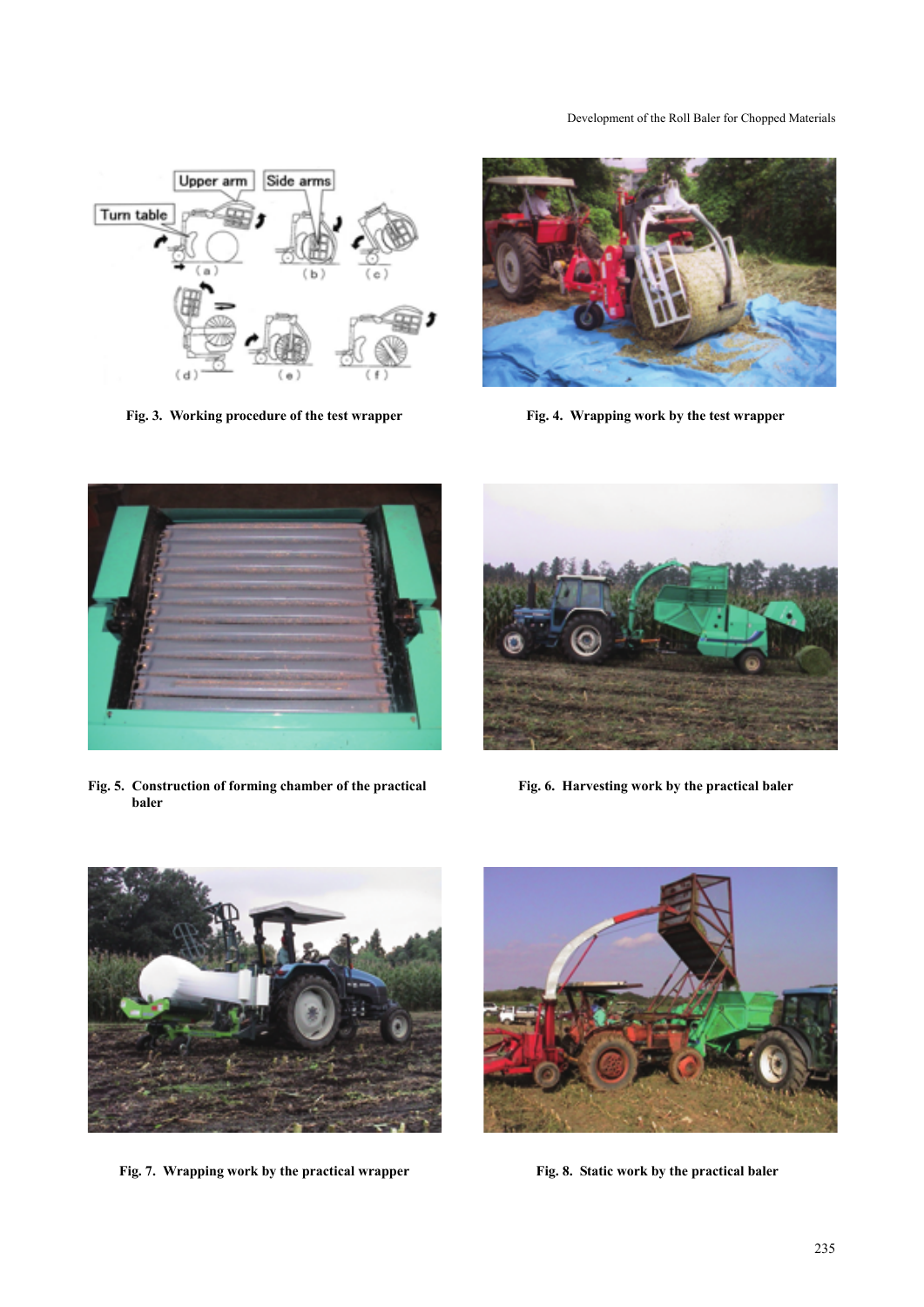Fig. 3. Working procedure of the test wrapper

Fig. 4. Wrapping work by the test wrapper

Fig. 5. Construction of forming chamber of the practical baler

Fig. 6. Harvesting work by the practical baler

Fig. 7. Wrapping work by the practical wrapper

Fig. 8. Static work by the practical baler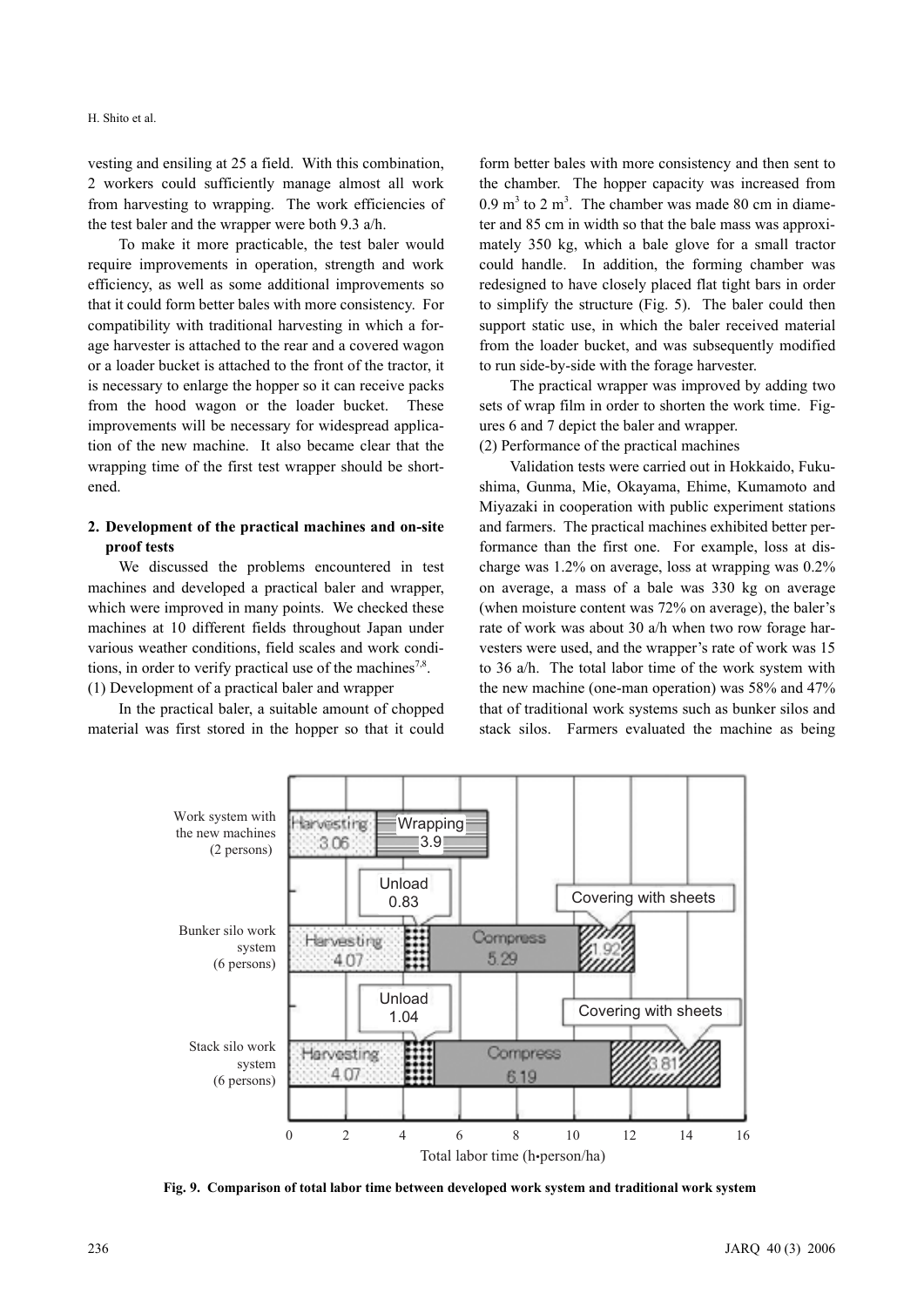vesting and ensiling at 25 a field. With this combination, 2 workers could sufficiently manage almost all work from harvesting to wrapping. The work efficiencies of the test baler and the wrapper were both 9.3 a/h.

To make it more practicable, the test baler would require improvements in operation, strength and work efficiency, as well as some additional improvements so that it could form better bales with more consistency. For compatibility with traditional harvesting in which a forage harvester is attached to the rear and a covered wagon or a loader bucket is attached to the front of the tractor, it is necessary to enlarge the hopper so it can receive packs from the hood wagon or the loader bucket. These improvements will be necessary for widespread application of the new machine. It also became clear that the wrapping time of the first test wrapper should be shortened.

## 2. Development of the practical machines and on-site proof tests

We discussed the problems encountered in test machines and developed a practical baler and wrapper, which were improved in many points. We checked these machines at 10 different fields throughout Japan under various weather conditions, field scales and work conditions, in order to verify practical use of the machines[7,8].

(1) Development of a practical baler and wrapper

In the practical baler, a suitable amount of chopped material was first stored in the hopper so that it could form better bales with more consistency and then sent to the chamber. The hopper capacity was increased from 0.9 $m^3$ to 2 $m^3$. The chamber was made 80 cm in diameter and 85 cm in width so that the bale mass was approximately 350 kg, which a bale glove for a small tractor could handle. In addition, the forming chamber was redesigned to have closely placed flat tight bars in order to simplify the structure (Fig. 5). The baler could then support static use, in which the baler received material from the loader bucket, and was subsequently modified to run side-by-side with the forage harvester.

The practical wrapper was improved by adding two sets of wrap film in order to shorten the work time. Figures 6 and 7 depict the baler and wrapper.

(2) Performance of the practical machines

Validation tests were carried out in Hokkaido, Fukushima, Gunma, Mie, Okayama, Ehime, Kumamoto and Miyazaki in cooperation with public experiment stations and farmers. The practical machines exhibited better performance than the first one. For example, loss at discharge was 1.2% on average, loss at wrapping was 0.2% on average, a mass of a bale was 330 kg on average (when moisture content was 72% on average), the baler's rate of work was about 30 a/h when two row forage harvesters were used, and the wrapper's rate of work was 15 to 36 a/h. The total labor time of the work system with the new machine (one-man operation) was 58% and 47% that of traditional work systems such as bunker silos and stack silos. Farmers evaluated the machine as being

| Work system | Harvesting | Wrapping | Unload | Compress | Covering with sheets |
|---|---|---|---|---|---|
| Work system with the new machines (2 persons) | 3.06 | 3.9 | | | |
| Bunker silo work system (6 persons) | 4.07 | | 0.83 | 5.29 | 1.92 |
| Stack silo work system (6 persons) | 4.07 | | 1.04 | 6.19 | 3.81 |

Total labor time (h•person/ha)

**Fig. 9. Comparison of total labor time between developed work system and traditional work system**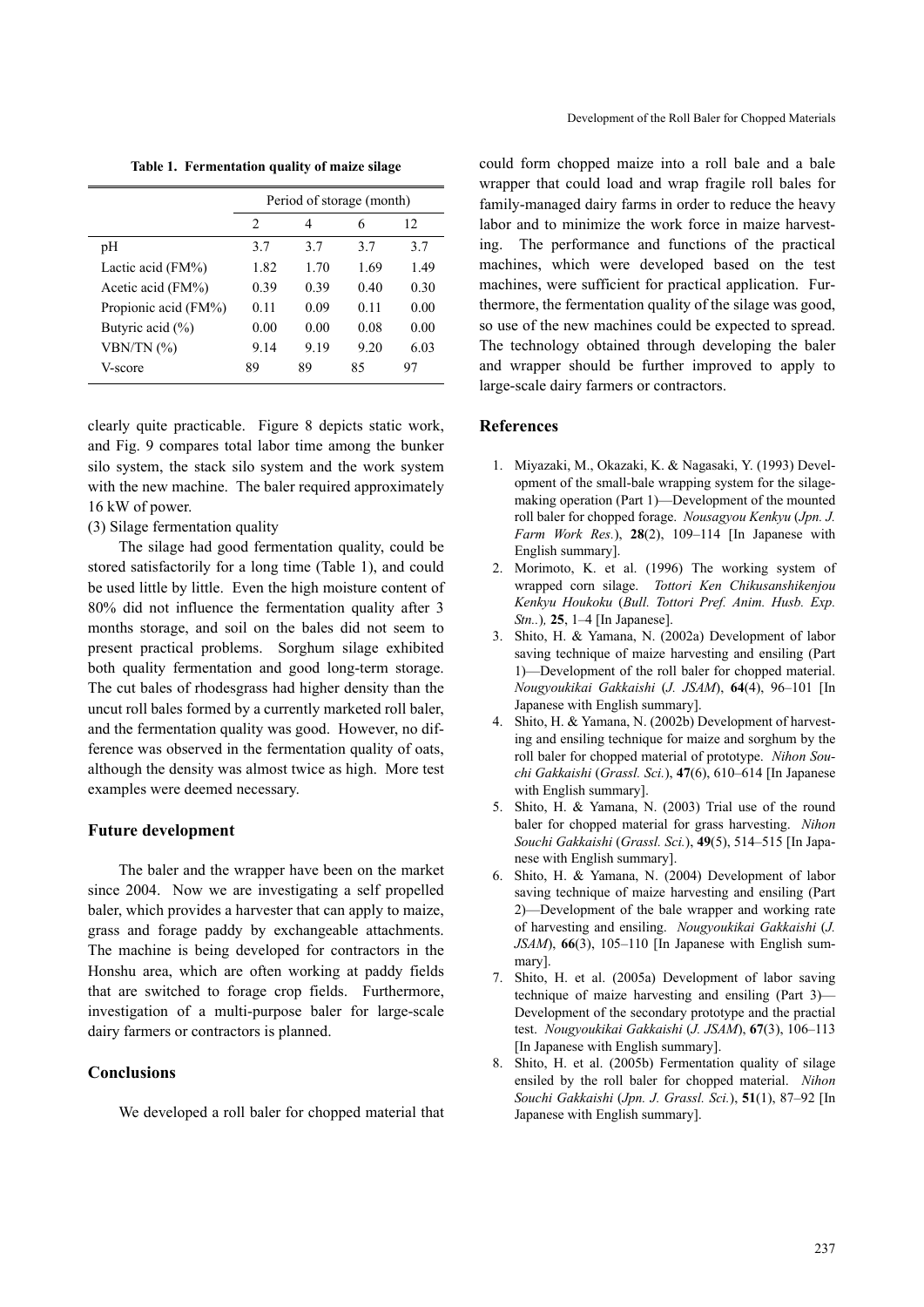**Table 1. Fermentation quality of maize silage**

| | Period of storage (month) | | | |
|---|---|---|---|---|
| | 2 | 4 | 6 | 12 |
| pH | 3.7 | 3.7 | 3.7 | 3.7 |
| Lactic acid (FM%) | 1.82 | 1.70 | 1.69 | 1.49 |
| Acetic acid (FM%) | 0.39 | 0.39 | 0.40 | 0.30 |
| Propionic acid (FM%) | 0.11 | 0.09 | 0.11 | 0.00 |
| Butyric acid (%) | 0.00 | 0.00 | 0.08 | 0.00 |
| VBN/TN (%) | 9.14 | 9.19 | 9.20 | 6.03 |
| V-score | 89 | 89 | 85 | 97 |

clearly quite practicable. Figure 8 depicts static work, and Fig. 9 compares total labor time among the bunker silo system, the stack silo system and the work system with the new machine. The baler required approximately 16 kW of power.

(3) Silage fermentation quality

The silage had good fermentation quality, could be stored satisfactorily for a long time (Table 1), and could be used little by little. Even the high moisture content of 80% did not influence the fermentation quality after 3 months storage, and soil on the bales did not seem to present practical problems. Sorghum silage exhibited both quality fermentation and good long-term storage. The cut bales of rhodesgrass had higher density than the uncut roll bales formed by a currently marketed roll baler, and the fermentation quality was good. However, no difference was observed in the fermentation quality of oats, although the density was almost twice as high. More test examples were deemed necessary.

## Future development

The baler and the wrapper have been on the market since 2004. Now we are investigating a self propelled baler, which provides a harvester that can apply to maize, grass and forage paddy by exchangeable attachments. The machine is being developed for contractors in the Honshu area, which are often working at paddy fields that are switched to forage crop fields. Furthermore, investigation of a multi-purpose baler for large-scale dairy farmers or contractors is planned.

## Conclusions

We developed a roll baler for chopped material that could form chopped maize into a roll bale and a bale wrapper that could load and wrap fragile roll bales for family-managed dairy farms in order to reduce the heavy labor and to minimize the work force in maize harvesting. The performance and functions of the practical machines, which were developed based on the test machines, were sufficient for practical application. Furthermore, the fermentation quality of the silage was good, so use of the new machines could be expected to spread. The technology obtained through developing the baler and wrapper should be further improved to apply to large-scale dairy farmers or contractors.

## References

1. Miyazaki, M., Okazaki, K. & Nagasaki, Y. (1993) Development of the small-bale wrapping system for the silage-making operation (Part 1)—Development of the mounted roll baler for chopped forage. *Nousagyou Kenkyu* (*Jpn. J. Farm Work Res.*), **28**(2), 109–114 [In Japanese with English summary].
2. Morimoto, K. et al. (1996) The working system of wrapped corn silage. *Tottori Ken Chikusanshikenjou Kenkyu Houkoku* (*Bull. Tottori Pref. Anim. Husb. Exp. Stn.*), **25**, 1–4 [In Japanese].
3. Shito, H. & Yamana, N. (2002a) Development of labor saving technique of maize harvesting and ensiling (Part 1)—Development of the roll baler for chopped material. *Nougyoukikai Gakkaishi* (*J. JSAM*), **64**(4), 96–101 [In Japanese with English summary].
4. Shito, H. & Yamana, N. (2002b) Development of harvesting and ensiling technique for maize and sorghum by the roll baler for chopped material of prototype. *Nihon Souchi Gakkaishi* (*Grassl. Sci.*), **47**(6), 610–614 [In Japanese with English summary].
5. Shito, H. & Yamana, N. (2003) Trial use of the round baler for chopped material for grass harvesting. *Nihon Souchi Gakkaishi* (*Grassl. Sci.*), **49**(5), 514–515 [In Japanese with English summary].
6. Shito, H. & Yamana, N. (2004) Development of labor saving technique of maize harvesting and ensiling (Part 2)—Development of the bale wrapper and working rate of harvesting and ensiling. *Nougyoukikai Gakkaishi* (*J. JSAM*), **66**(3), 105–110 [In Japanese with English summary].
7. Shito, H. et al. (2005a) Development of labor saving technique of maize harvesting and ensiling (Part 3)—Development of the secondary prototype and the practial test. *Nougyoukikai Gakkaishi* (*J. JSAM*), **67**(3), 106–113 [In Japanese with English summary].
8. Shito, H. et al. (2005b) Fermentation quality of silage ensiled by the roll baler for chopped material. *Nihon Souchi Gakkaishi* (*Jpn. J. Grassl. Sci.*), **51**(1), 87–92 [In Japanese with English summary].